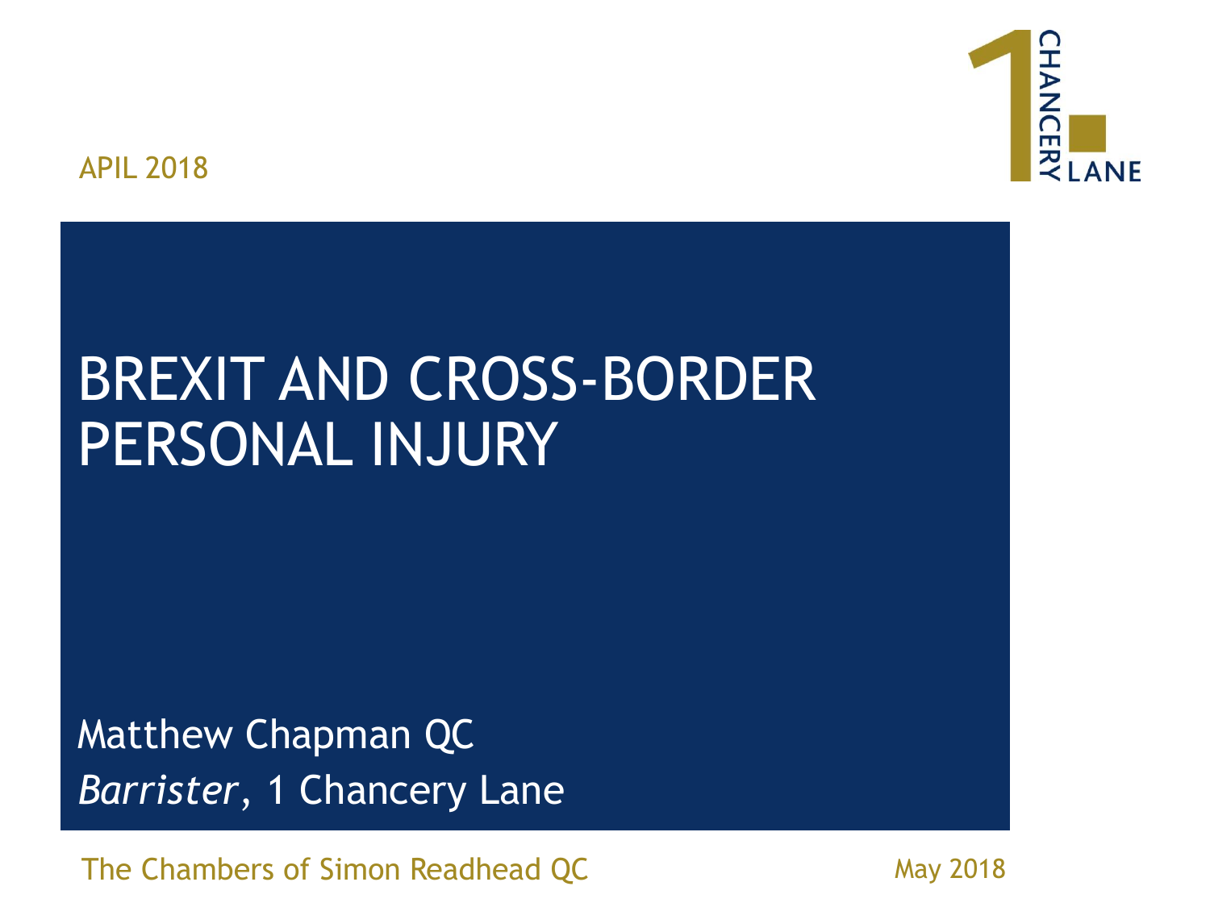APIL 2018

# BREXIT AND CROSS-BORDER PERSONAL INJURY

Matthew Chapman QC

*Barrister*, 1 Chancery Lane

The Chambers of Simon Readhead QC

May 2018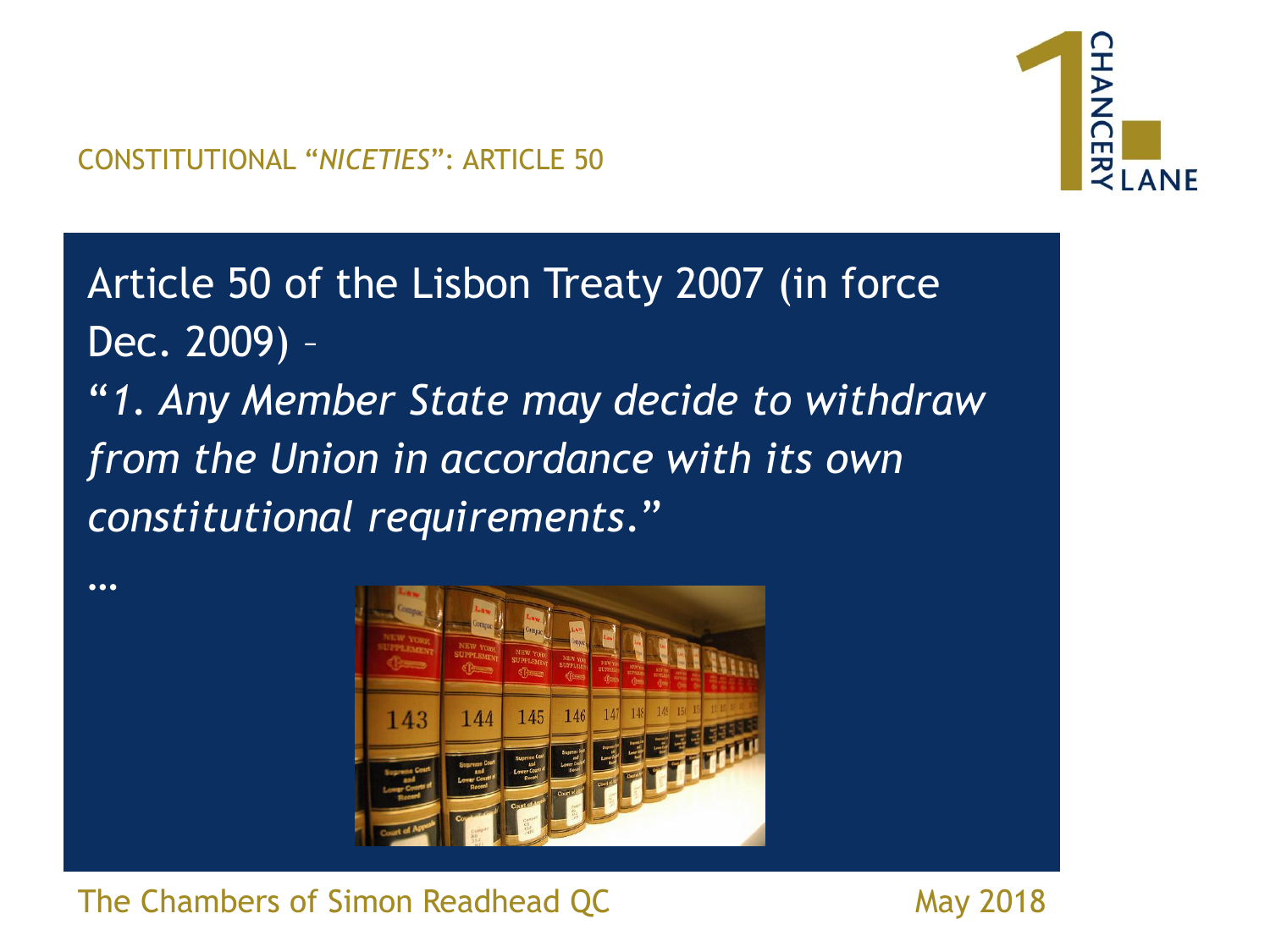CONSTITUTIONAL "*NICETIES*": ARTICLE 50

Article 50 of the Lisbon Treaty 2007 (in force Dec. 2009) –

"*1. Any Member State may decide to withdraw from the Union in accordance with its own constitutional requirements.*"

…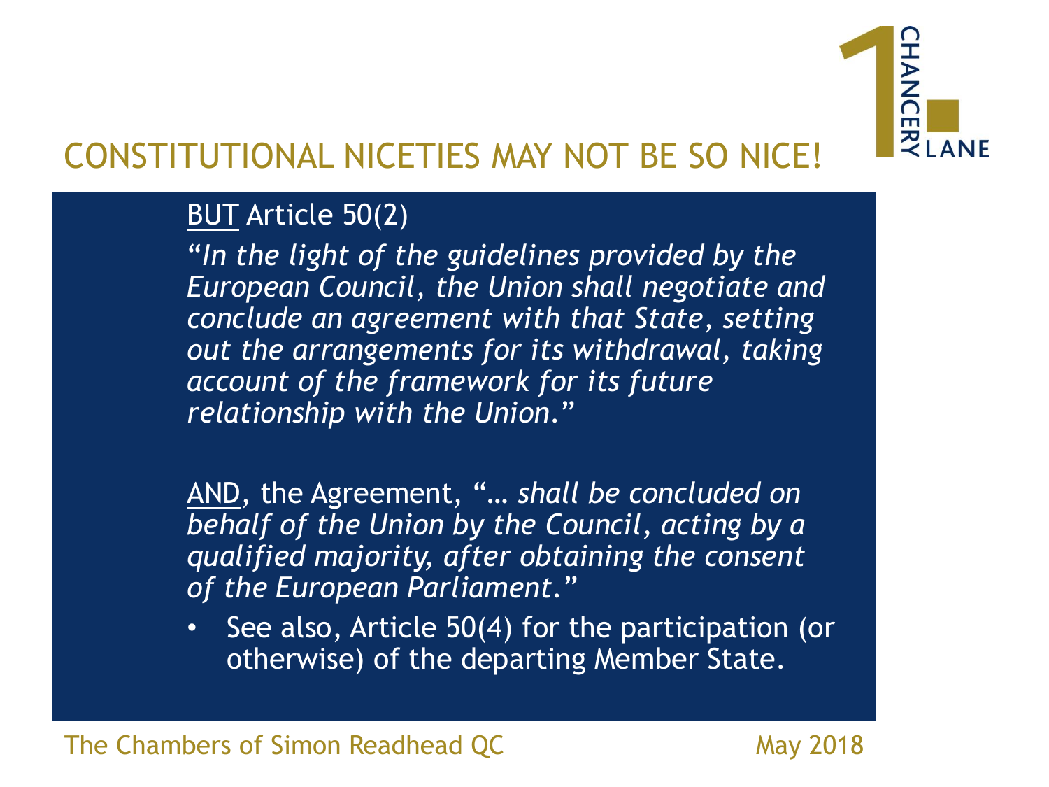# CONSTITUTIONAL NICETIES MAY NOT BE SO NICE!

BUT Article 50(2)

"*In the light of the guidelines provided by the European Council, the Union shall negotiate and conclude an agreement with that State, setting out the arrangements for its withdrawal, taking account of the framework for its future relationship with the Union.*"

AND, the Agreement, "*… shall be concluded on behalf of the Union by the Council, acting by a qualified majority, after obtaining the consent of the European Parliament.*"

- See also, Article 50(4) for the participation (or otherwise) of the departing Member State.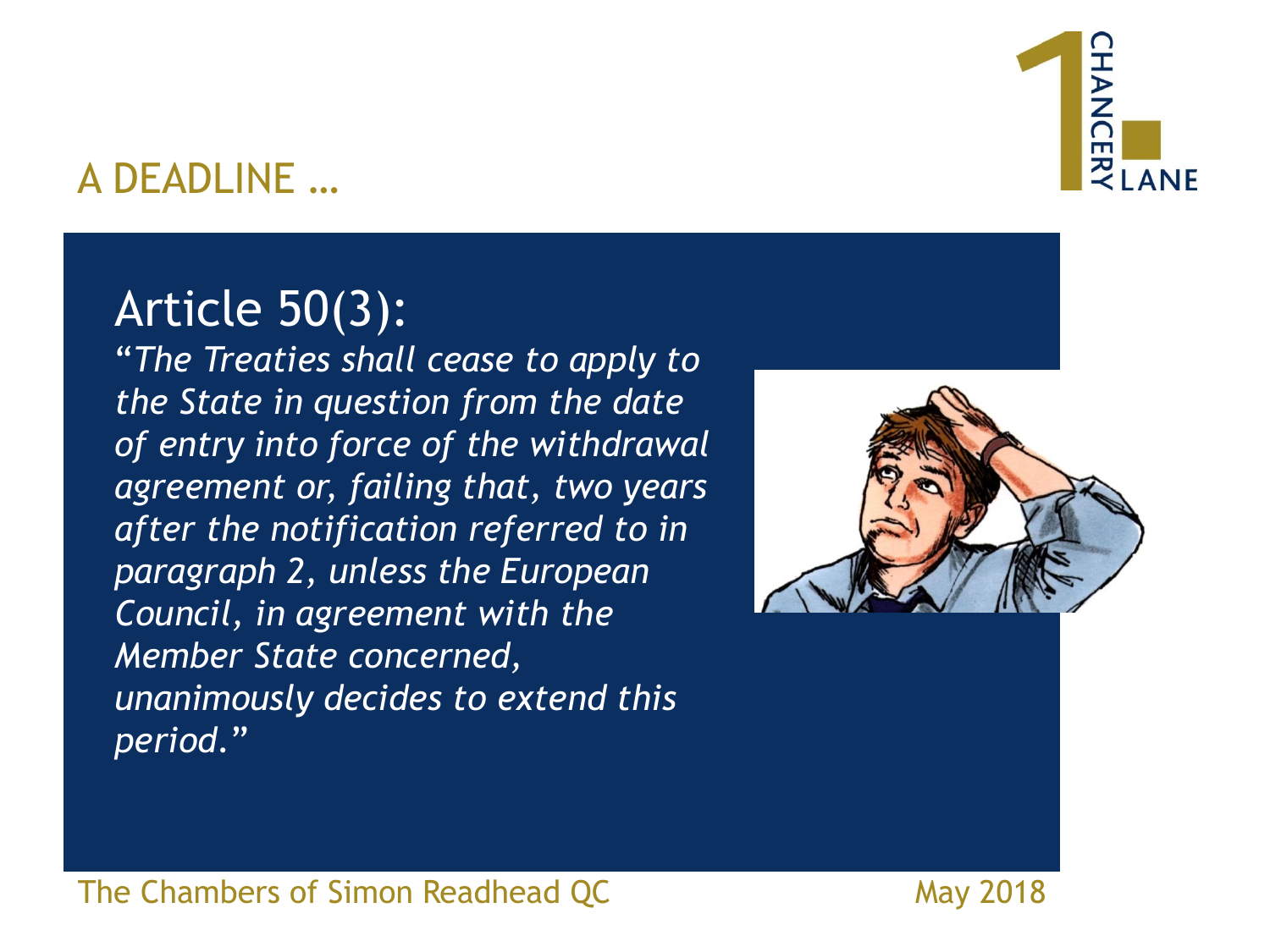# A DEADLINE …

## Article 50(3):

*"The Treaties shall cease to apply to the State in question from the date of entry into force of the withdrawal agreement or, failing that, two years after the notification referred to in paragraph 2, unless the European Council, in agreement with the Member State concerned, unanimously decides to extend this period."*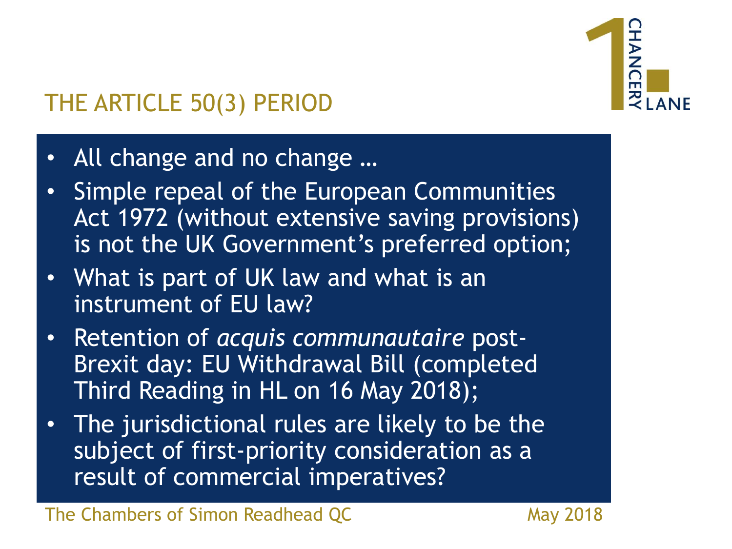## THE ARTICLE 50(3) PERIOD

- All change and no change …
- Simple repeal of the European Communities Act 1972 (without extensive saving provisions) is not the UK Government's preferred option;
- What is part of UK law and what is an instrument of EU law?
- Retention of *acquis communautaire* post-Brexit day: EU Withdrawal Bill (completed Third Reading in HL on 16 May 2018);
- The jurisdictional rules are likely to be the subject of first-priority consideration as a result of commercial imperatives?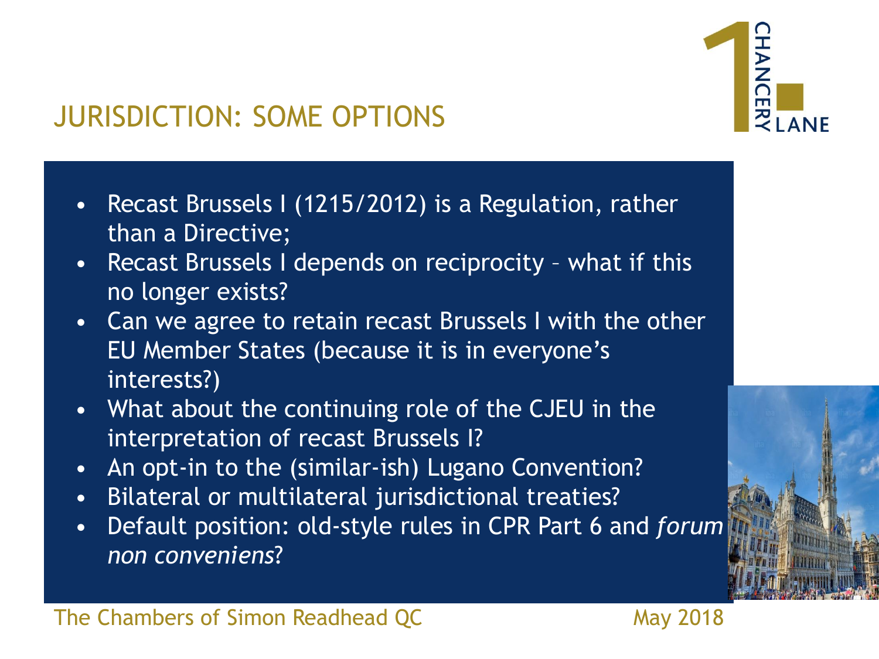# JURISDICTION: SOME OPTIONS

- Recast Brussels I (1215/2012) is a Regulation, rather than a Directive;
- Recast Brussels I depends on reciprocity – what if this no longer exists?
- Can we agree to retain recast Brussels I with the other EU Member States (because it is in everyone's interests?)
- What about the continuing role of the CJEU in the interpretation of recast Brussels I?
- An opt-in to the (similar-ish) Lugano Convention?
- Bilateral or multilateral jurisdictional treaties?
- Default position: old-style rules in CPR Part 6 and *forum non conveniens*?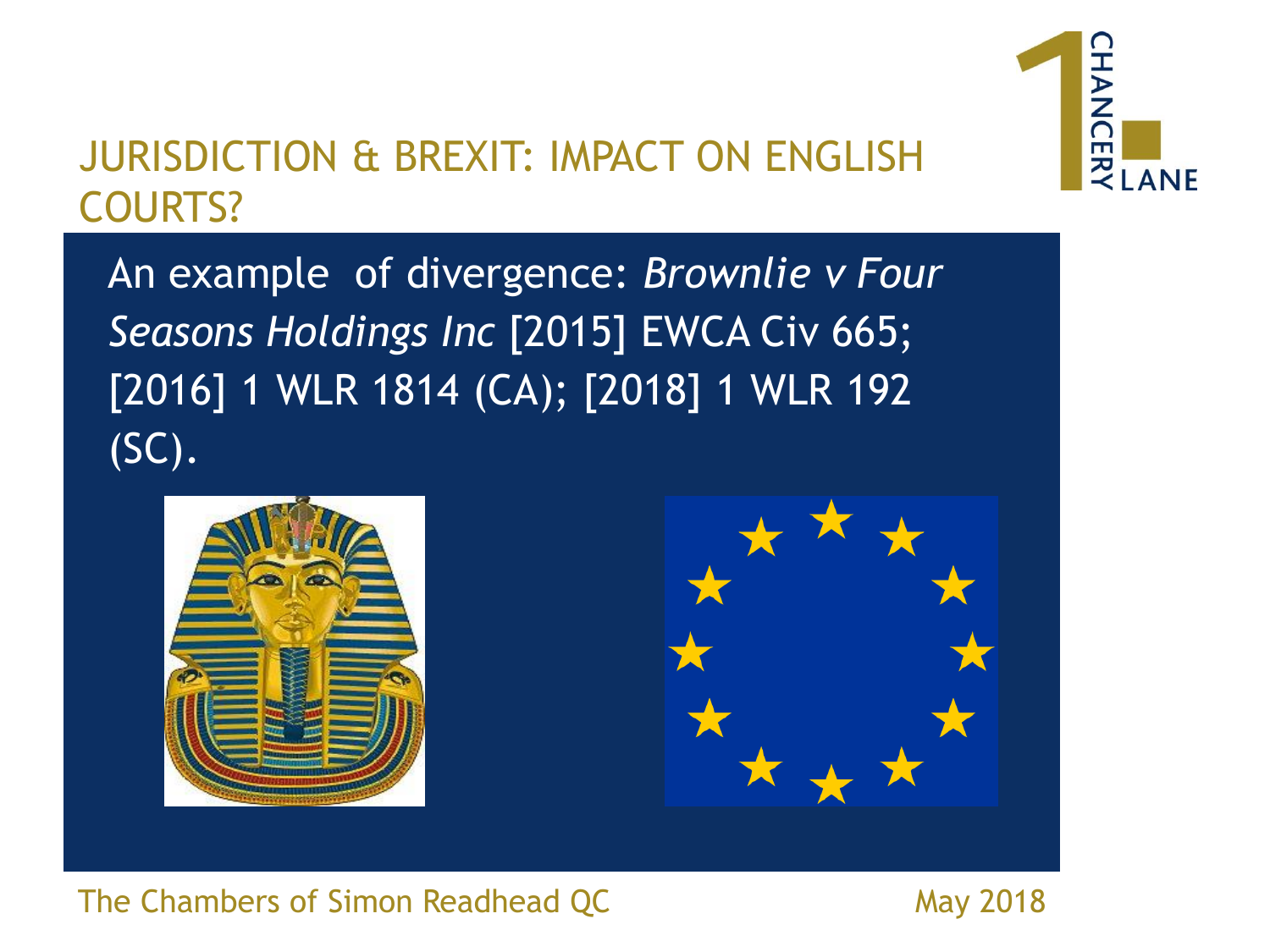# JURISDICTION & BREXIT: IMPACT ON ENGLISH COURTS?

An example of divergence: *Brownlie v Four Seasons Holdings Inc* [2015] EWCA Civ 665; [2016] 1 WLR 1814 (CA); [2018] 1 WLR 192 (SC).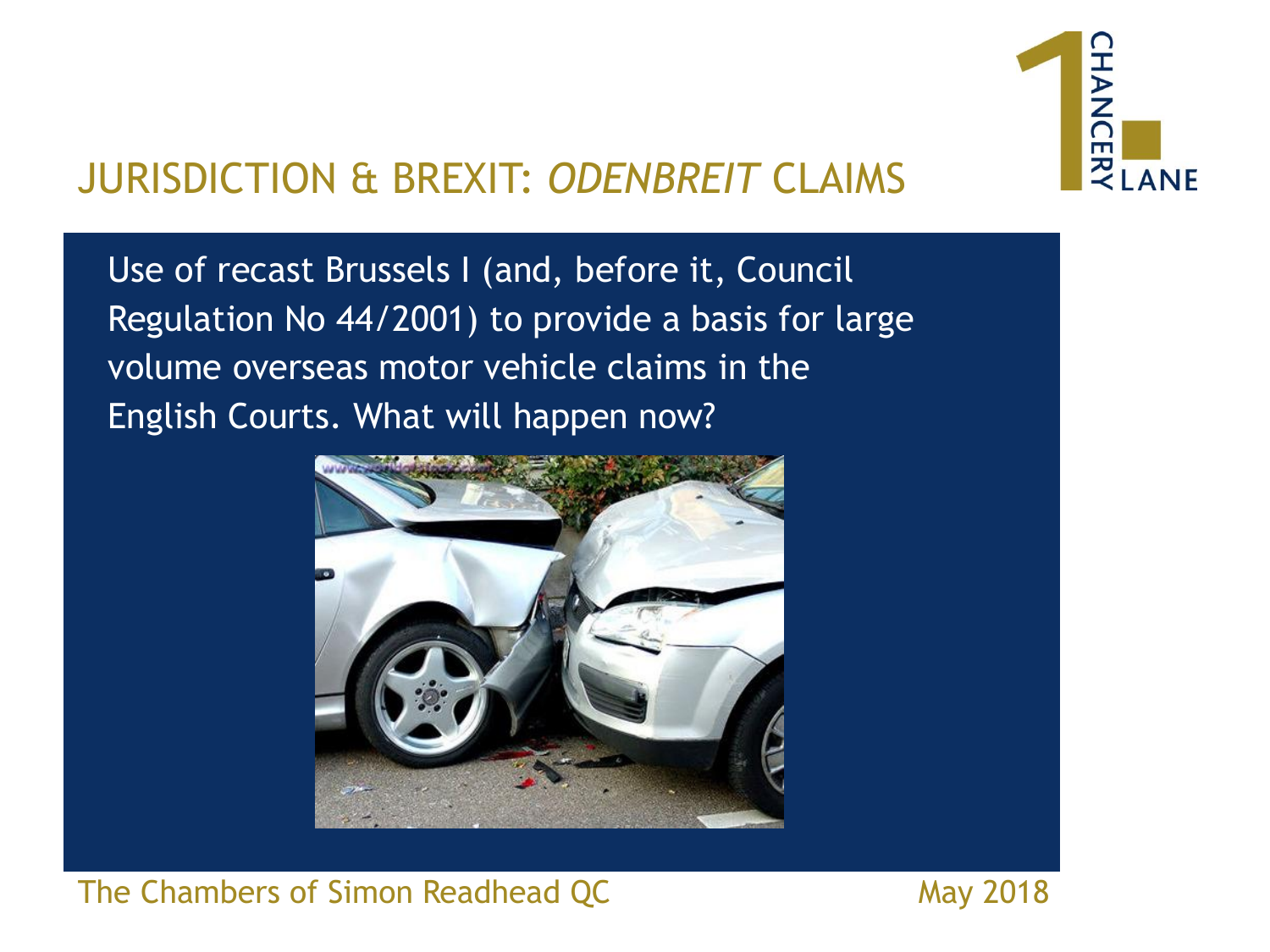# JURISDICTION & BREXIT: *ODENBREIT* CLAIMS

Use of recast Brussels I (and, before it, Council Regulation No 44/2001) to provide a basis for large volume overseas motor vehicle claims in the English Courts. What will happen now?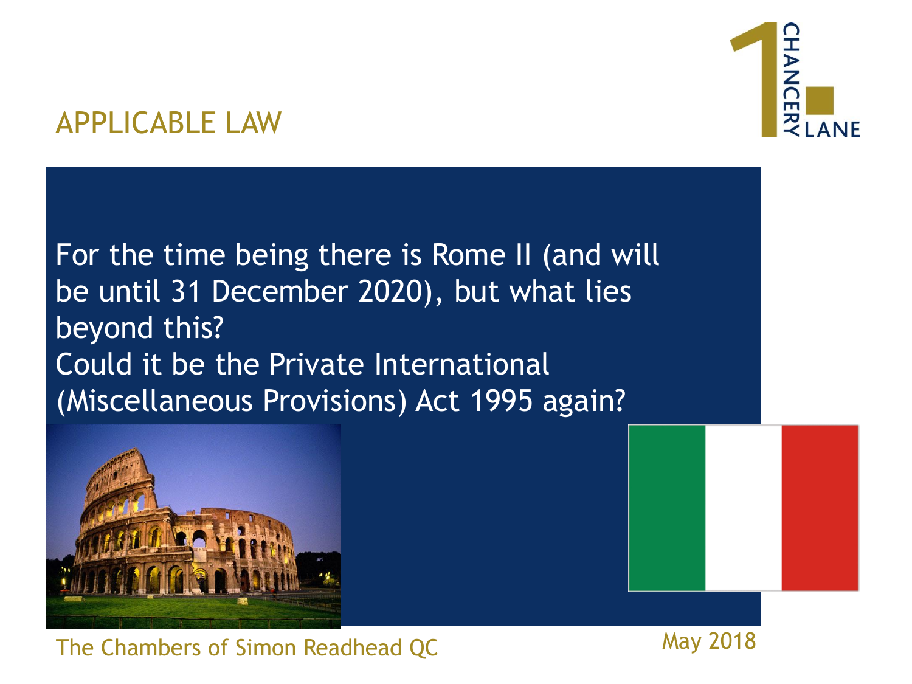## APPLICABLE LAW

For the time being there is Rome II (and will be until 31 December 2020), but what lies beyond this?

Could it be the Private International (Miscellaneous Provisions) Act 1995 again?

The Chambers of Simon Readhead QC

May 2018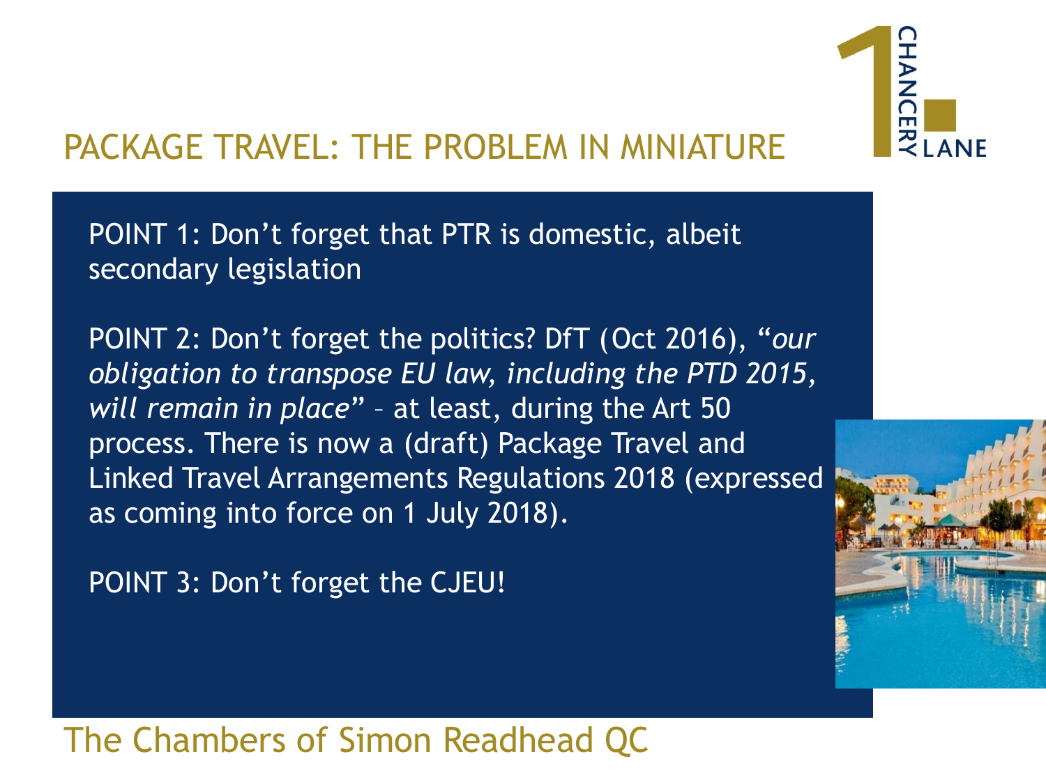## PACKAGE TRAVEL: THE PROBLEM IN MINIATURE

POINT 1: Don't forget that PTR is domestic, albeit secondary legislation

POINT 2: Don't forget the politics? DfT (Oct 2016), "*our obligation to transpose EU law, including the PTD 2015, will remain in place*" – at least, during the Art 50 process. There is now a (draft) Package Travel and Linked Travel Arrangements Regulations 2018 (expressed as coming into force on 1 July 2018).

POINT 3: Don't forget the CJEU!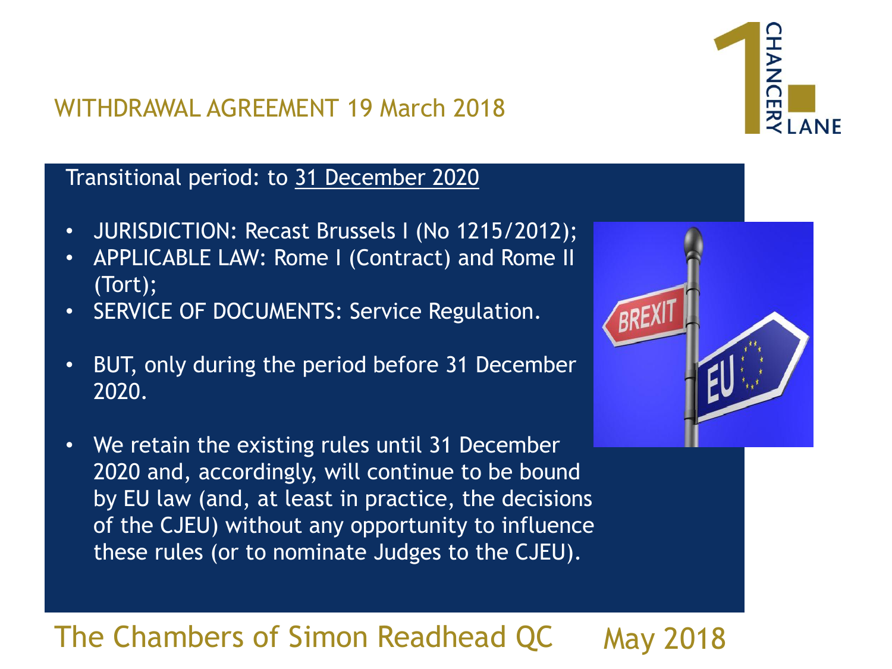## WITHDRAWAL AGREEMENT 19 March 2018

Transitional period: to 31 December 2020

- JURISDICTION: Recast Brussels I (No 1215/2012);
- APPLICABLE LAW: Rome I (Contract) and Rome II (Tort);
- SERVICE OF DOCUMENTS: Service Regulation.
- BUT, only during the period before 31 December 2020.
- We retain the existing rules until 31 December 2020 and, accordingly, will continue to be bound by EU law (and, at least in practice, the decisions of the CJEU) without any opportunity to influence these rules (or to nominate Judges to the CJEU).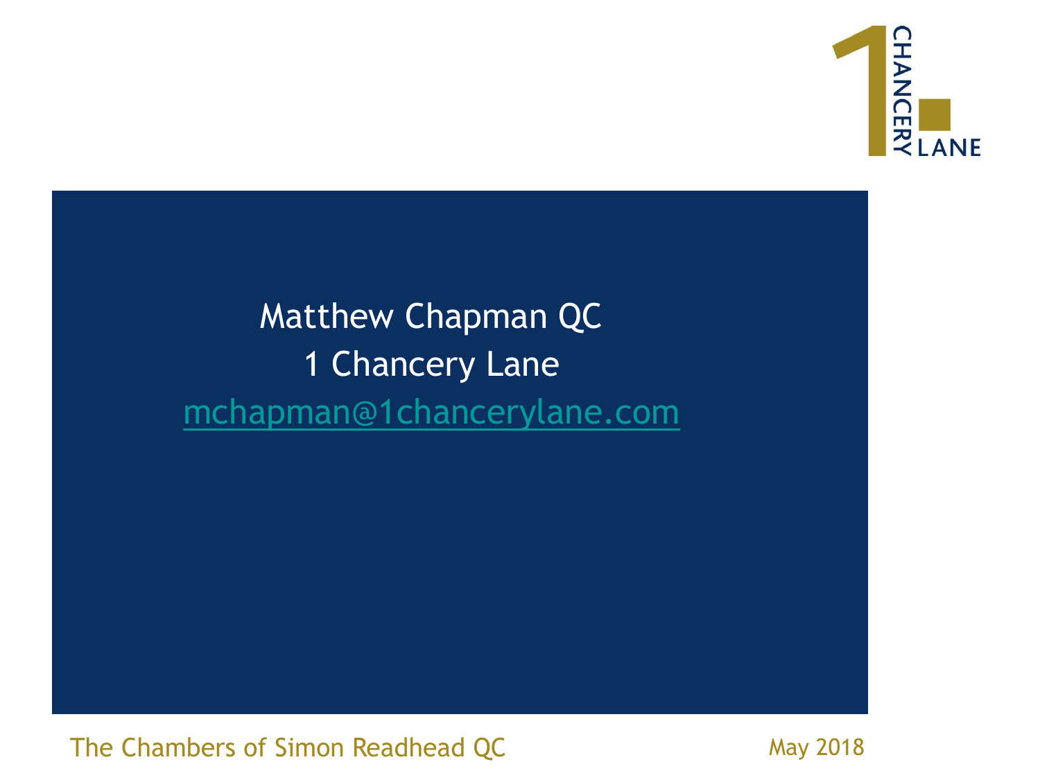Matthew Chapman QC

1 Chancery Lane

mchapman@1chancerylane.com

The Chambers of Simon Readhead QC

May 2018